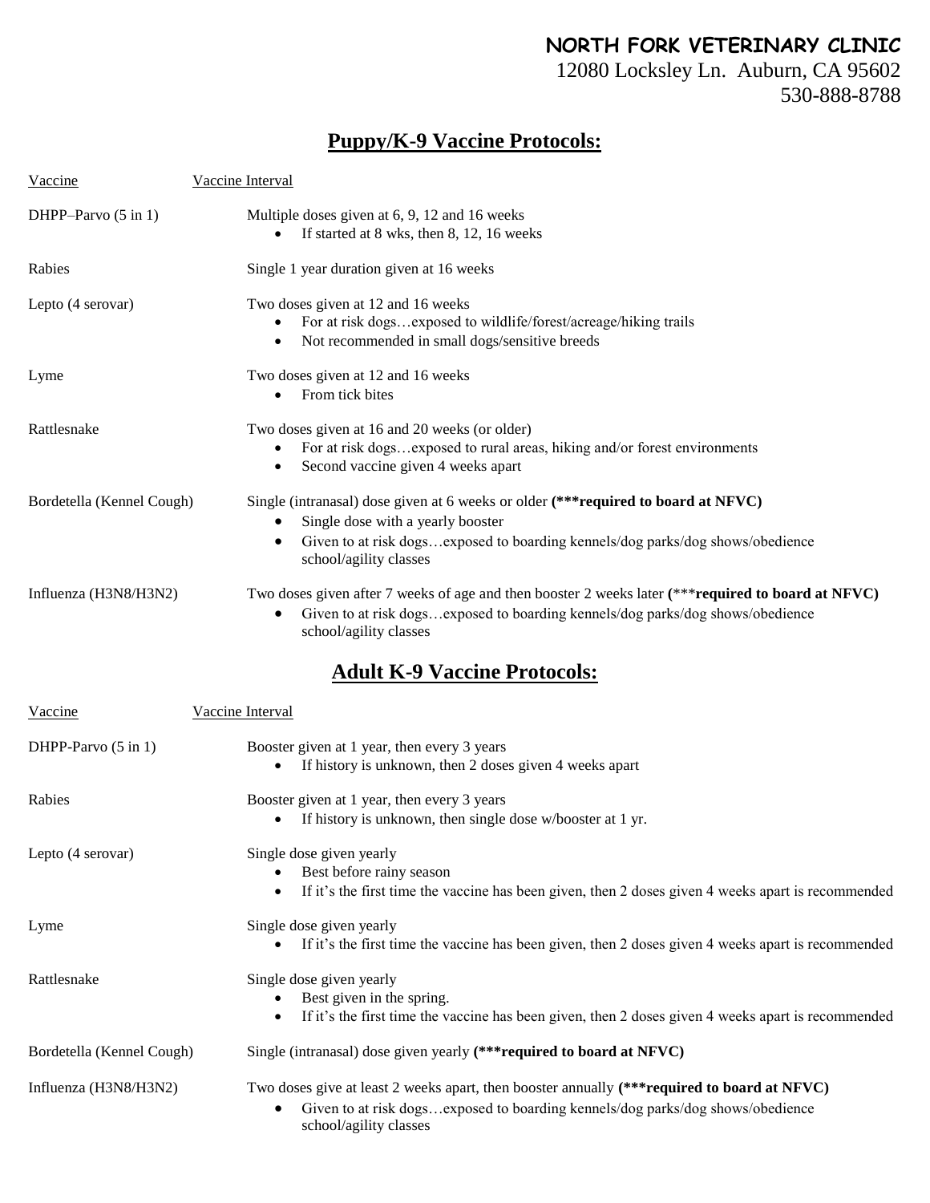**NORTH FORK VETERINARY CLINIC**
12080 Locksley Ln. Auburn, CA 95602
530-888-8788

## Puppy/K-9 Vaccine Protocols:

| Vaccine | Vaccine Interval |
|---|---|
| DHPP–Parvo (5 in 1) | Multiple doses given at 6, 9, 12 and 16 weeks<br>• If started at 8 wks, then 8, 12, 16 weeks |
| Rabies | Single 1 year duration given at 16 weeks |
| Lepto (4 serovar) | Two doses given at 12 and 16 weeks<br>• For at risk dogs…exposed to wildlife/forest/acreage/hiking trails<br>• Not recommended in small dogs/sensitive breeds |
| Lyme | Two doses given at 12 and 16 weeks<br>• From tick bites |
| Rattlesnake | Two doses given at 16 and 20 weeks (or older)<br>• For at risk dogs…exposed to rural areas, hiking and/or forest environments<br>• Second vaccine given 4 weeks apart |
| Bordetella (Kennel Cough) | Single (intranasal) dose given at 6 weeks or older **(***required to board at NFVC)**<br>• Single dose with a yearly booster<br>• Given to at risk dogs…exposed to boarding kennels/dog parks/dog shows/obedience school/agility classes |
| Influenza (H3N8/H3N2) | Two doses given after 7 weeks of age and then booster 2 weeks later (***​**required to board at NFVC)**<br>• Given to at risk dogs…exposed to boarding kennels/dog parks/dog shows/obedience school/agility classes |

## Adult K-9 Vaccine Protocols:

| Vaccine | Vaccine Interval |
|---|---|
| DHPP-Parvo (5 in 1) | Booster given at 1 year, then every 3 years<br>• If history is unknown, then 2 doses given 4 weeks apart |
| Rabies | Booster given at 1 year, then every 3 years<br>• If history is unknown, then single dose w/booster at 1 yr. |
| Lepto (4 serovar) | Single dose given yearly<br>• Best before rainy season<br>• If it's the first time the vaccine has been given, then 2 doses given 4 weeks apart is recommended |
| Lyme | Single dose given yearly<br>• If it's the first time the vaccine has been given, then 2 doses given 4 weeks apart is recommended |
| Rattlesnake | Single dose given yearly<br>• Best given in the spring.<br>• If it's the first time the vaccine has been given, then 2 doses given 4 weeks apart is recommended |
| Bordetella (Kennel Cough) | Single (intranasal) dose given yearly **(***required to board at NFVC)** |
| Influenza (H3N8/H3N2) | Two doses give at least 2 weeks apart, then booster annually **(***required to board at NFVC)**<br>• Given to at risk dogs…exposed to boarding kennels/dog parks/dog shows/obedience school/agility classes |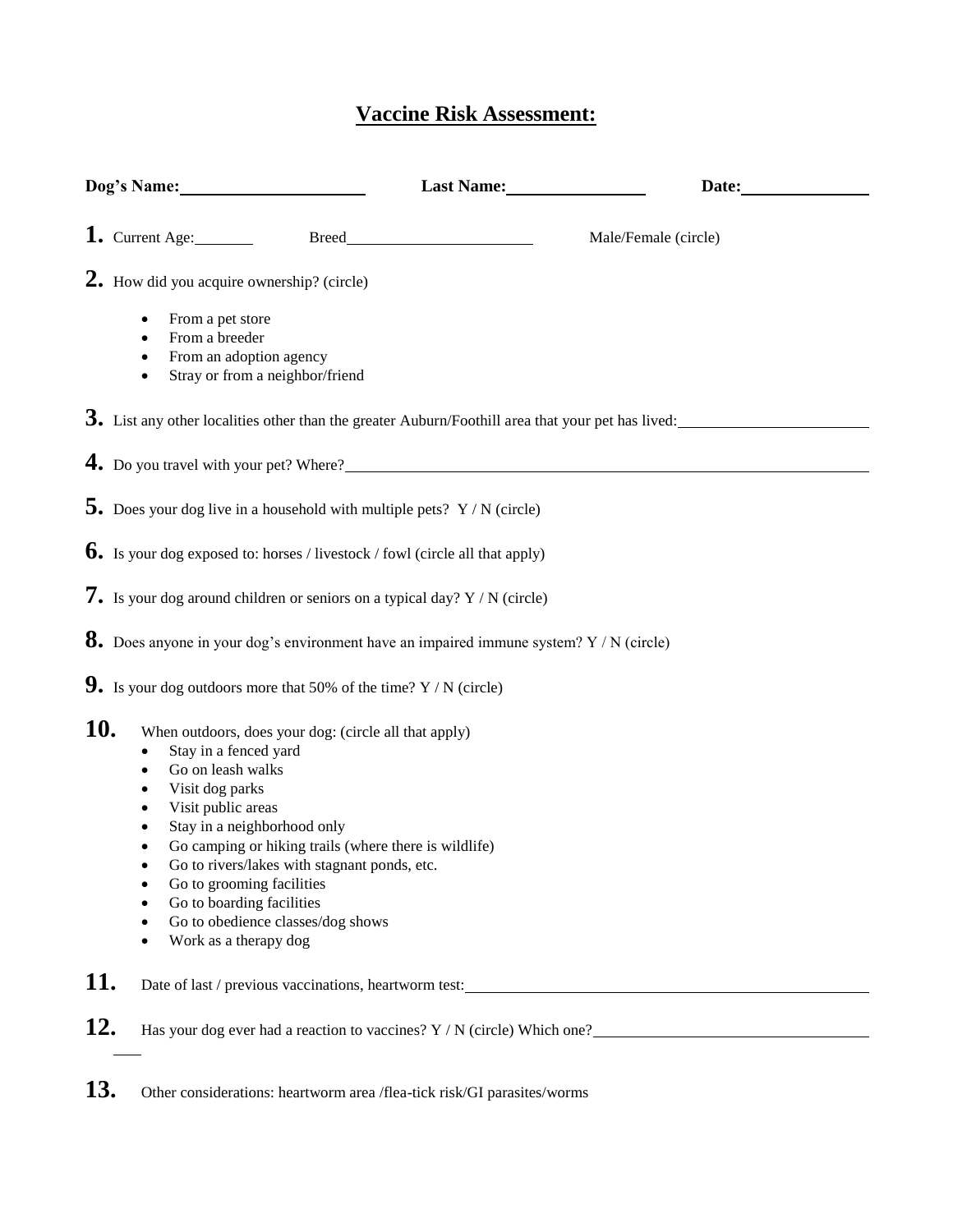# Vaccine Risk Assessment:

**Dog's Name:** ____________________ **Last Name:** ________________ **Date:** ______________

**1.** Current Age: ________ Breed ______________________ Male/Female (circle)

**2.** How did you acquire ownership? (circle)

- From a pet store
- From a breeder
- From an adoption agency
- Stray or from a neighbor/friend

**3.** List any other localities other than the greater Auburn/Foothill area that your pet has lived: ______________________

**4.** Do you travel with your pet? Where? ______________________________________________

**5.** Does your dog live in a household with multiple pets? Y / N (circle)

**6.** Is your dog exposed to: horses / livestock / fowl (circle all that apply)

**7.** Is your dog around children or seniors on a typical day? Y / N (circle)

**8.** Does anyone in your dog's environment have an impaired immune system? Y / N (circle)

**9.** Is your dog outdoors more that 50% of the time? Y / N (circle)

**10.** When outdoors, does your dog: (circle all that apply)

- Stay in a fenced yard
- Go on leash walks
- Visit dog parks
- Visit public areas
- Stay in a neighborhood only
- Go camping or hiking trails (where there is wildlife)
- Go to rivers/lakes with stagnant ponds, etc.
- Go to grooming facilities
- Go to boarding facilities
- Go to obedience classes/dog shows
- Work as a therapy dog

**11.** Date of last / previous vaccinations, heartworm test: ______________________________________

**12.** Has your dog ever had a reaction to vaccines? Y / N (circle) Which one? ______________________

**13.** Other considerations: heartworm area /flea-tick risk/GI parasites/worms